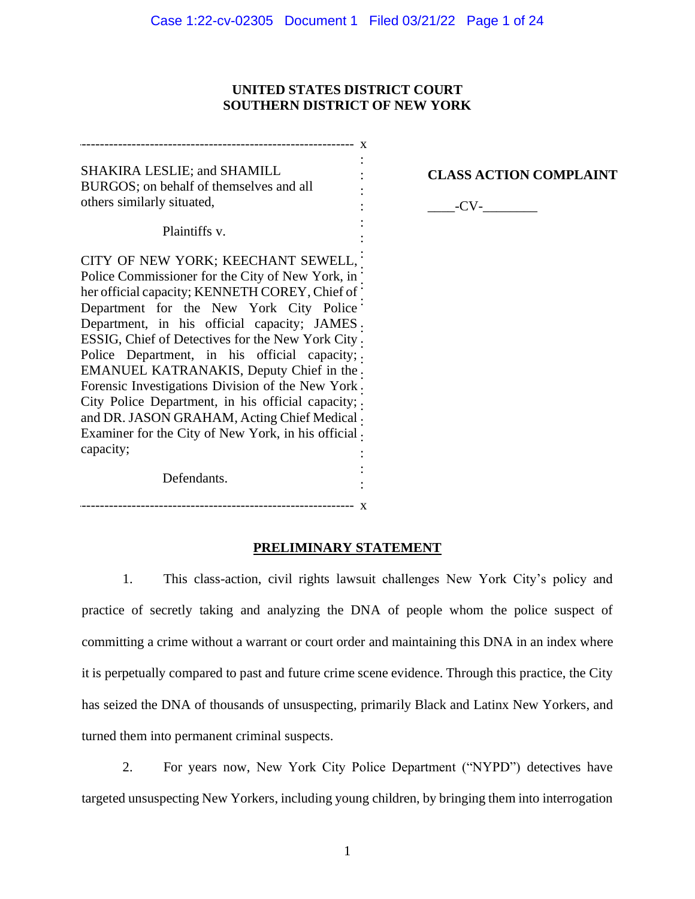**UNITED STATES DISTRICT COURT**
**SOUTHERN DISTRICT OF NEW YORK**

SHAKIRA LESLIE; and SHAMILL BURGOS; on behalf of themselves and all others similarly situated,

Plaintiffs v.

CITY OF NEW YORK; KEECHANT SEWELL, Police Commissioner for the City of New York, in her official capacity; KENNETH COREY, Chief of Department for the New York City Police Department, in his official capacity; JAMES ESSIG, Chief of Detectives for the New York City Police Department, in his official capacity; EMANUEL KATRANAKIS, Deputy Chief in the Forensic Investigations Division of the New York City Police Department, in his official capacity; and DR. JASON GRAHAM, Acting Chief Medical Examiner for the City of New York, in his official capacity;

Defendants.

**CLASS ACTION COMPLAINT**

____-CV-________

## PRELIMINARY STATEMENT

1. This class-action, civil rights lawsuit challenges New York City's policy and practice of secretly taking and analyzing the DNA of people whom the police suspect of committing a crime without a warrant or court order and maintaining this DNA in an index where it is perpetually compared to past and future crime scene evidence. Through this practice, the City has seized the DNA of thousands of unsuspecting, primarily Black and Latinx New Yorkers, and turned them into permanent criminal suspects.

2. For years now, New York City Police Department ("NYPD") detectives have targeted unsuspecting New Yorkers, including young children, by bringing them into interrogation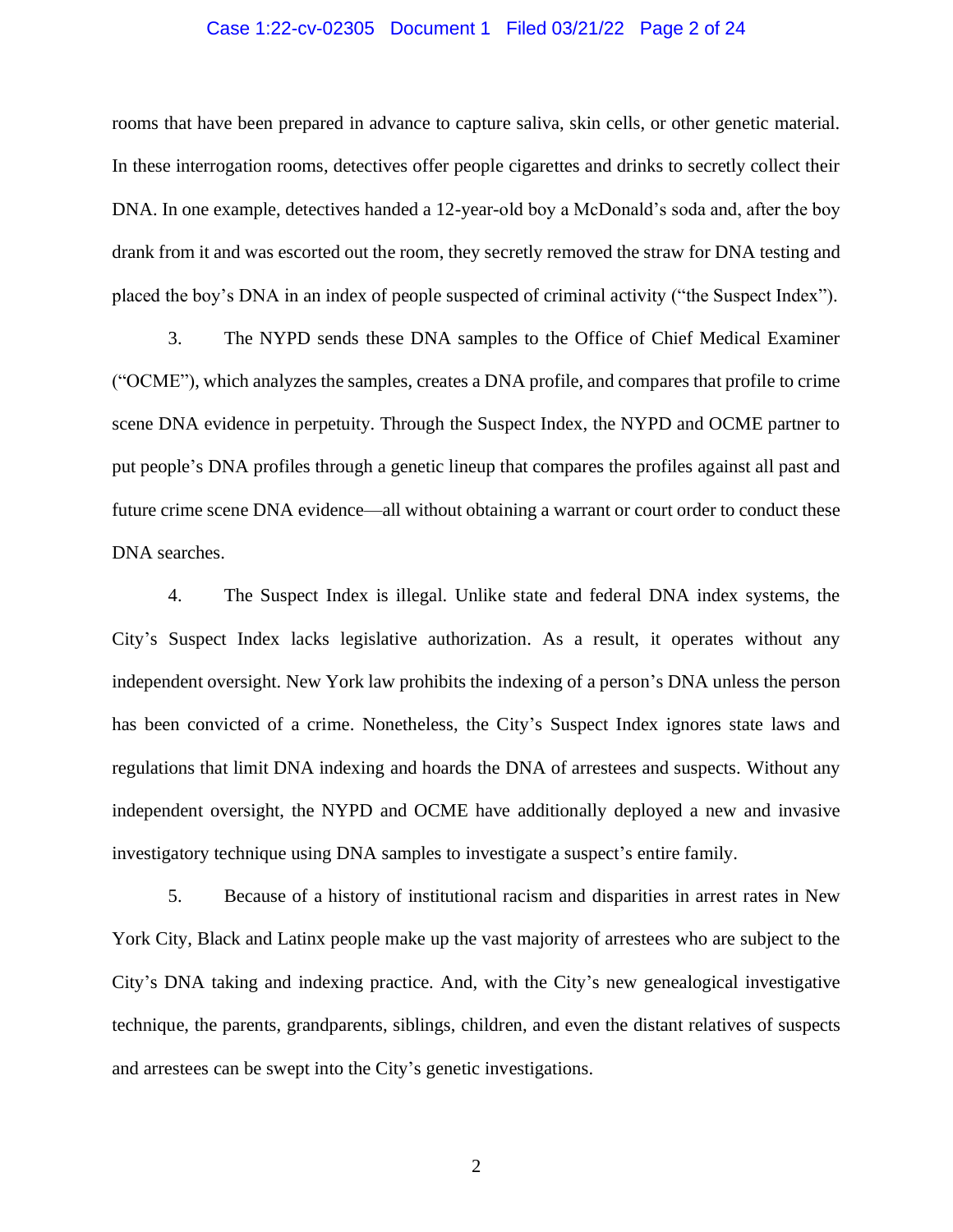rooms that have been prepared in advance to capture saliva, skin cells, or other genetic material. In these interrogation rooms, detectives offer people cigarettes and drinks to secretly collect their DNA. In one example, detectives handed a 12-year-old boy a McDonald's soda and, after the boy drank from it and was escorted out the room, they secretly removed the straw for DNA testing and placed the boy's DNA in an index of people suspected of criminal activity ("the Suspect Index").

3. The NYPD sends these DNA samples to the Office of Chief Medical Examiner ("OCME"), which analyzes the samples, creates a DNA profile, and compares that profile to crime scene DNA evidence in perpetuity. Through the Suspect Index, the NYPD and OCME partner to put people's DNA profiles through a genetic lineup that compares the profiles against all past and future crime scene DNA evidence—all without obtaining a warrant or court order to conduct these DNA searches.

4. The Suspect Index is illegal. Unlike state and federal DNA index systems, the City's Suspect Index lacks legislative authorization. As a result, it operates without any independent oversight. New York law prohibits the indexing of a person's DNA unless the person has been convicted of a crime. Nonetheless, the City's Suspect Index ignores state laws and regulations that limit DNA indexing and hoards the DNA of arrestees and suspects. Without any independent oversight, the NYPD and OCME have additionally deployed a new and invasive investigatory technique using DNA samples to investigate a suspect's entire family.

5. Because of a history of institutional racism and disparities in arrest rates in New York City, Black and Latinx people make up the vast majority of arrestees who are subject to the City's DNA taking and indexing practice. And, with the City's new genealogical investigative technique, the parents, grandparents, siblings, children, and even the distant relatives of suspects and arrestees can be swept into the City's genetic investigations.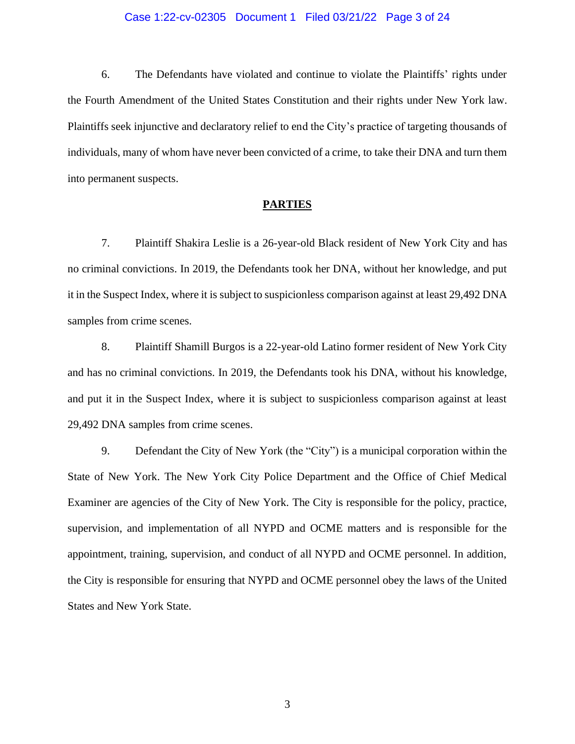6. The Defendants have violated and continue to violate the Plaintiffs' rights under the Fourth Amendment of the United States Constitution and their rights under New York law. Plaintiffs seek injunctive and declaratory relief to end the City's practice of targeting thousands of individuals, many of whom have never been convicted of a crime, to take their DNA and turn them into permanent suspects.

## PARTIES

7. Plaintiff Shakira Leslie is a 26-year-old Black resident of New York City and has no criminal convictions. In 2019, the Defendants took her DNA, without her knowledge, and put it in the Suspect Index, where it is subject to suspicionless comparison against at least 29,492 DNA samples from crime scenes.

8. Plaintiff Shamill Burgos is a 22-year-old Latino former resident of New York City and has no criminal convictions. In 2019, the Defendants took his DNA, without his knowledge, and put it in the Suspect Index, where it is subject to suspicionless comparison against at least 29,492 DNA samples from crime scenes.

9. Defendant the City of New York (the "City") is a municipal corporation within the State of New York. The New York City Police Department and the Office of Chief Medical Examiner are agencies of the City of New York. The City is responsible for the policy, practice, supervision, and implementation of all NYPD and OCME matters and is responsible for the appointment, training, supervision, and conduct of all NYPD and OCME personnel. In addition, the City is responsible for ensuring that NYPD and OCME personnel obey the laws of the United States and New York State.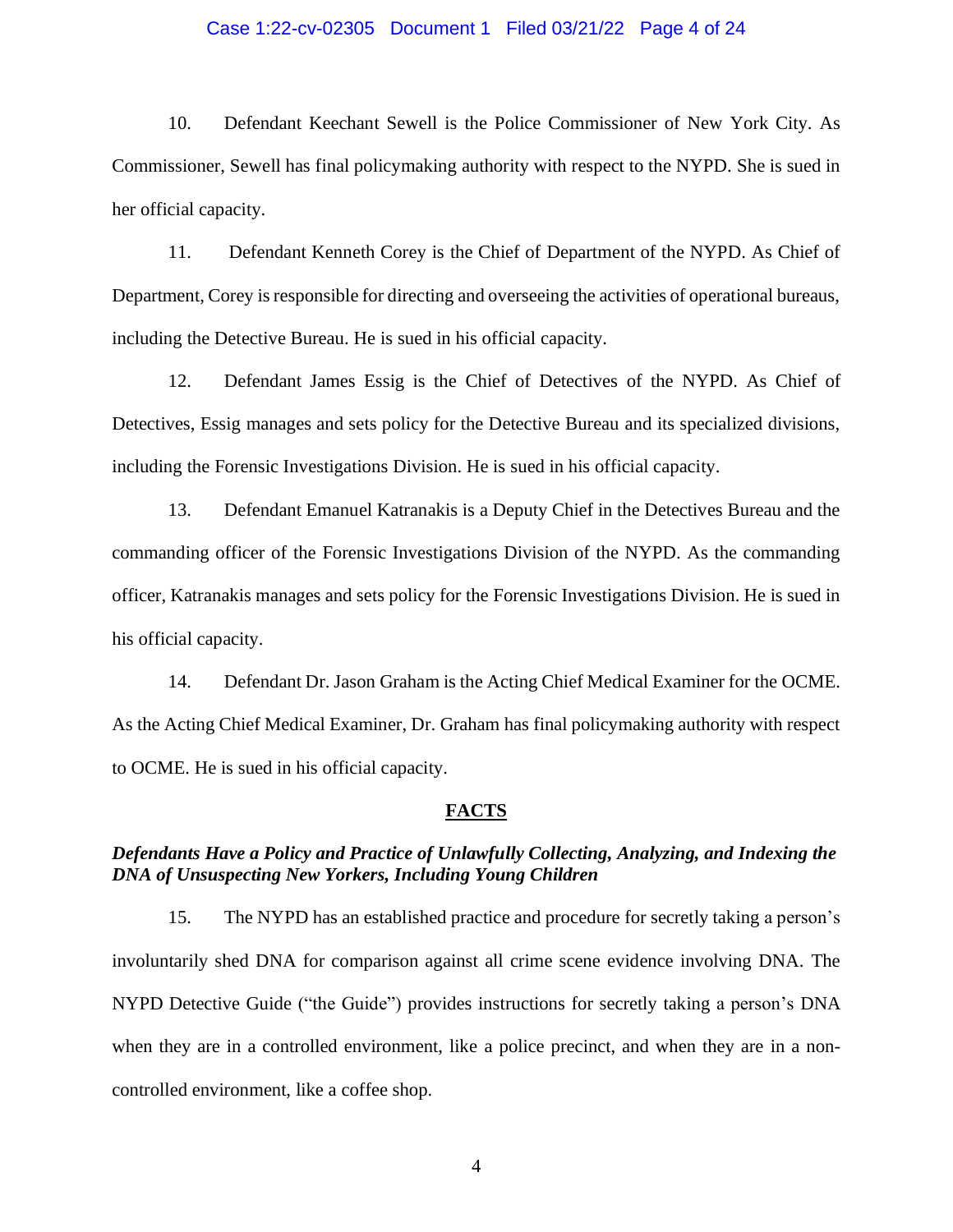10. Defendant Keechant Sewell is the Police Commissioner of New York City. As Commissioner, Sewell has final policymaking authority with respect to the NYPD. She is sued in her official capacity.

11. Defendant Kenneth Corey is the Chief of Department of the NYPD. As Chief of Department, Corey is responsible for directing and overseeing the activities of operational bureaus, including the Detective Bureau. He is sued in his official capacity.

12. Defendant James Essig is the Chief of Detectives of the NYPD. As Chief of Detectives, Essig manages and sets policy for the Detective Bureau and its specialized divisions, including the Forensic Investigations Division. He is sued in his official capacity.

13. Defendant Emanuel Katranakis is a Deputy Chief in the Detectives Bureau and the commanding officer of the Forensic Investigations Division of the NYPD. As the commanding officer, Katranakis manages and sets policy for the Forensic Investigations Division. He is sued in his official capacity.

14. Defendant Dr. Jason Graham is the Acting Chief Medical Examiner for the OCME. As the Acting Chief Medical Examiner, Dr. Graham has final policymaking authority with respect to OCME. He is sued in his official capacity.

## FACTS

***Defendants Have a Policy and Practice of Unlawfully Collecting, Analyzing, and Indexing the DNA of Unsuspecting New Yorkers, Including Young Children***

15. The NYPD has an established practice and procedure for secretly taking a person's involuntarily shed DNA for comparison against all crime scene evidence involving DNA. The NYPD Detective Guide ("the Guide") provides instructions for secretly taking a person's DNA when they are in a controlled environment, like a police precinct, and when they are in a non-controlled environment, like a coffee shop.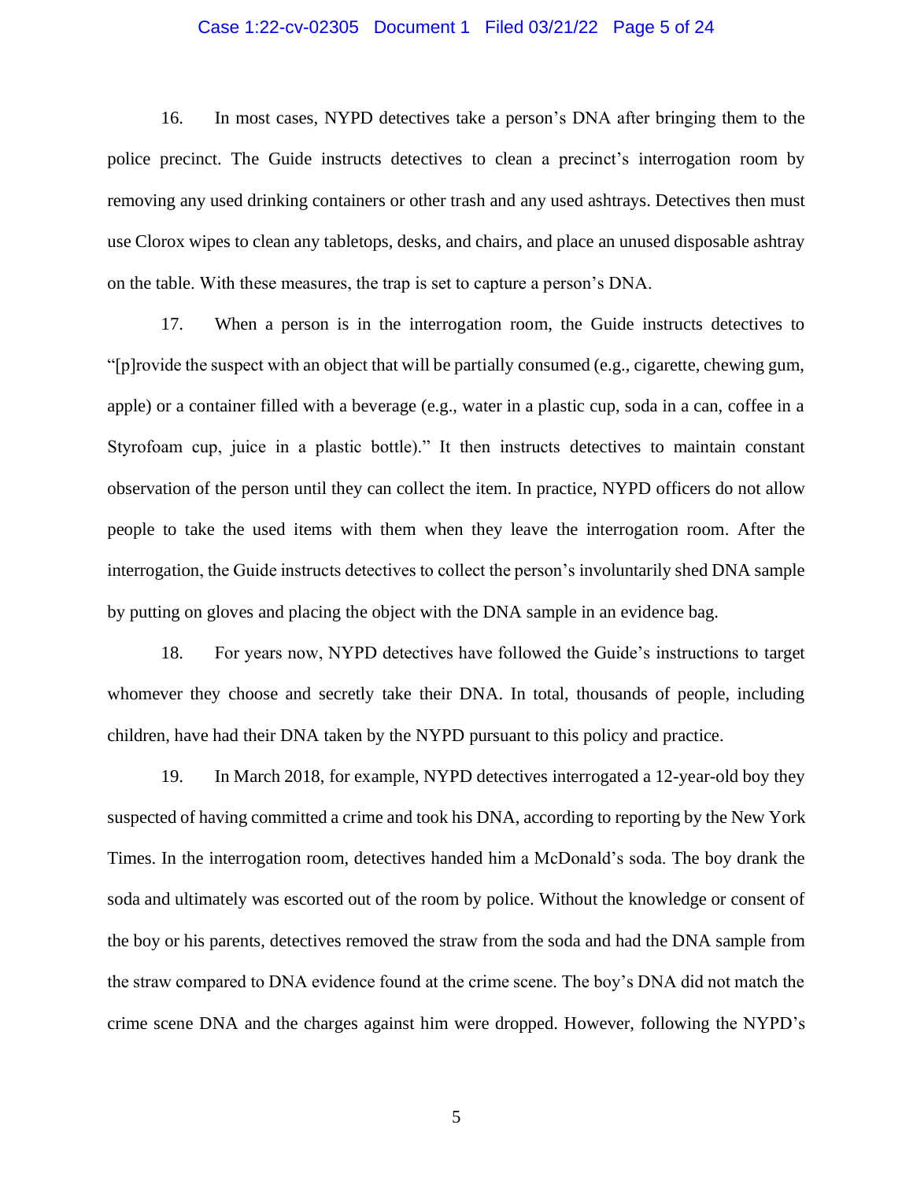16. In most cases, NYPD detectives take a person's DNA after bringing them to the police precinct. The Guide instructs detectives to clean a precinct's interrogation room by removing any used drinking containers or other trash and any used ashtrays. Detectives then must use Clorox wipes to clean any tabletops, desks, and chairs, and place an unused disposable ashtray on the table. With these measures, the trap is set to capture a person's DNA.

17. When a person is in the interrogation room, the Guide instructs detectives to "[p]rovide the suspect with an object that will be partially consumed (e.g., cigarette, chewing gum, apple) or a container filled with a beverage (e.g., water in a plastic cup, soda in a can, coffee in a Styrofoam cup, juice in a plastic bottle)." It then instructs detectives to maintain constant observation of the person until they can collect the item. In practice, NYPD officers do not allow people to take the used items with them when they leave the interrogation room. After the interrogation, the Guide instructs detectives to collect the person's involuntarily shed DNA sample by putting on gloves and placing the object with the DNA sample in an evidence bag.

18. For years now, NYPD detectives have followed the Guide's instructions to target whomever they choose and secretly take their DNA. In total, thousands of people, including children, have had their DNA taken by the NYPD pursuant to this policy and practice.

19. In March 2018, for example, NYPD detectives interrogated a 12-year-old boy they suspected of having committed a crime and took his DNA, according to reporting by the New York Times. In the interrogation room, detectives handed him a McDonald's soda. The boy drank the soda and ultimately was escorted out of the room by police. Without the knowledge or consent of the boy or his parents, detectives removed the straw from the soda and had the DNA sample from the straw compared to DNA evidence found at the crime scene. The boy's DNA did not match the crime scene DNA and the charges against him were dropped. However, following the NYPD's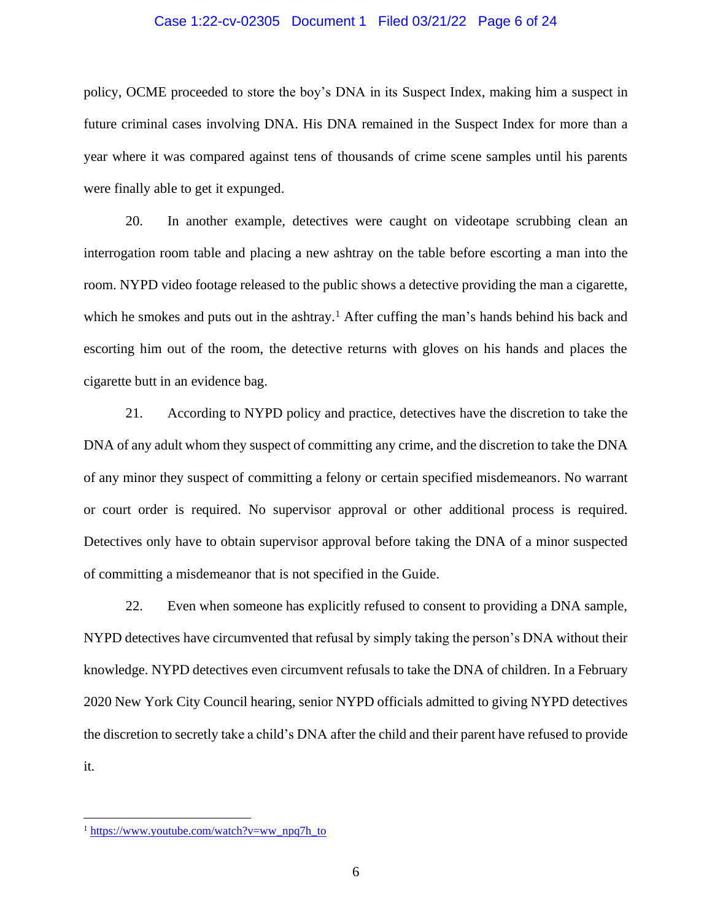policy, OCME proceeded to store the boy's DNA in its Suspect Index, making him a suspect in future criminal cases involving DNA. His DNA remained in the Suspect Index for more than a year where it was compared against tens of thousands of crime scene samples until his parents were finally able to get it expunged.

20. In another example, detectives were caught on videotape scrubbing clean an interrogation room table and placing a new ashtray on the table before escorting a man into the room. NYPD video footage released to the public shows a detective providing the man a cigarette, which he smokes and puts out in the ashtray.[1] After cuffing the man's hands behind his back and escorting him out of the room, the detective returns with gloves on his hands and places the cigarette butt in an evidence bag.

21. According to NYPD policy and practice, detectives have the discretion to take the DNA of any adult whom they suspect of committing any crime, and the discretion to take the DNA of any minor they suspect of committing a felony or certain specified misdemeanors. No warrant or court order is required. No supervisor approval or other additional process is required. Detectives only have to obtain supervisor approval before taking the DNA of a minor suspected of committing a misdemeanor that is not specified in the Guide.

22. Even when someone has explicitly refused to consent to providing a DNA sample, NYPD detectives have circumvented that refusal by simply taking the person's DNA without their knowledge. NYPD detectives even circumvent refusals to take the DNA of children. In a February 2020 New York City Council hearing, senior NYPD officials admitted to giving NYPD detectives the discretion to secretly take a child's DNA after the child and their parent have refused to provide it.

---

[1] https://www.youtube.com/watch?v=ww_npq7h_to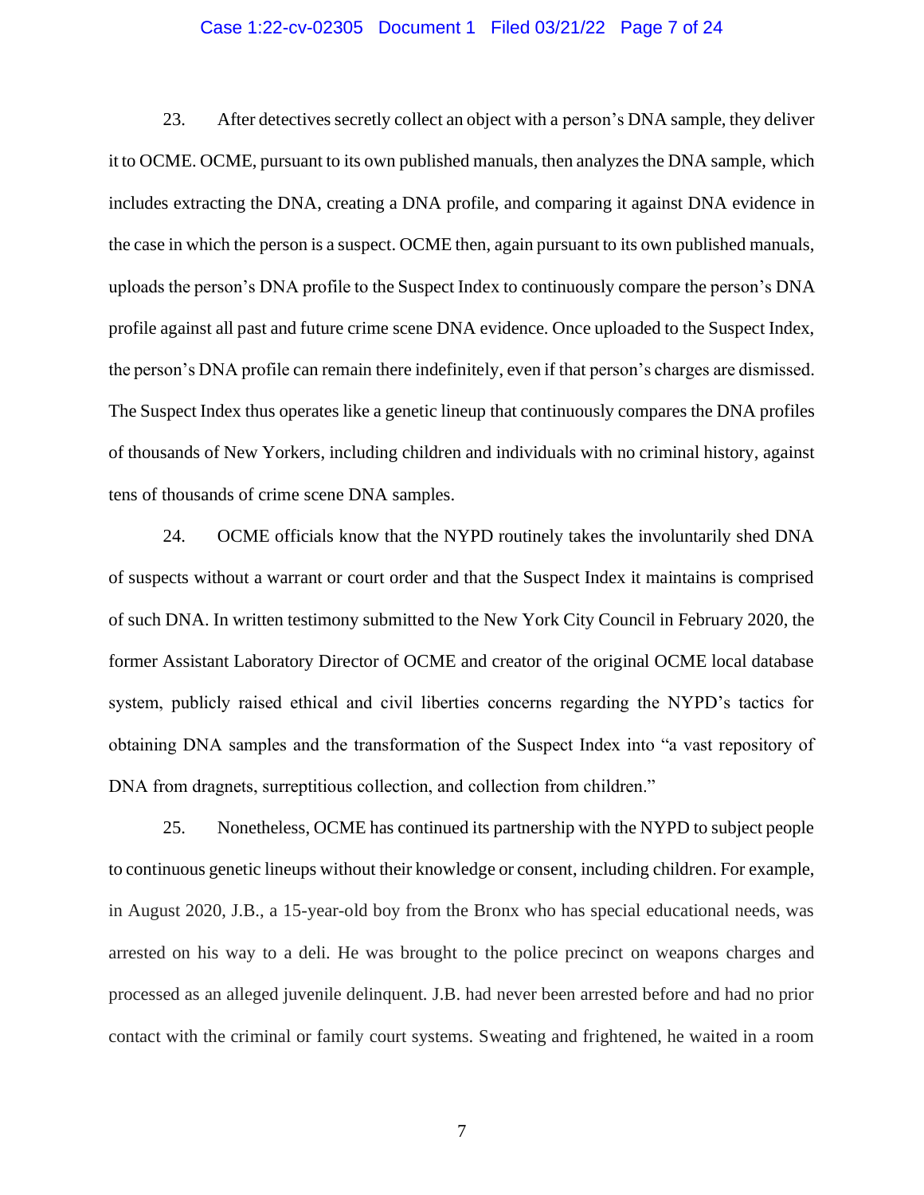23. After detectives secretly collect an object with a person's DNA sample, they deliver it to OCME. OCME, pursuant to its own published manuals, then analyzes the DNA sample, which includes extracting the DNA, creating a DNA profile, and comparing it against DNA evidence in the case in which the person is a suspect. OCME then, again pursuant to its own published manuals, uploads the person's DNA profile to the Suspect Index to continuously compare the person's DNA profile against all past and future crime scene DNA evidence. Once uploaded to the Suspect Index, the person's DNA profile can remain there indefinitely, even if that person's charges are dismissed. The Suspect Index thus operates like a genetic lineup that continuously compares the DNA profiles of thousands of New Yorkers, including children and individuals with no criminal history, against tens of thousands of crime scene DNA samples.

24. OCME officials know that the NYPD routinely takes the involuntarily shed DNA of suspects without a warrant or court order and that the Suspect Index it maintains is comprised of such DNA. In written testimony submitted to the New York City Council in February 2020, the former Assistant Laboratory Director of OCME and creator of the original OCME local database system, publicly raised ethical and civil liberties concerns regarding the NYPD's tactics for obtaining DNA samples and the transformation of the Suspect Index into "a vast repository of DNA from dragnets, surreptitious collection, and collection from children."

25. Nonetheless, OCME has continued its partnership with the NYPD to subject people to continuous genetic lineups without their knowledge or consent, including children. For example, in August 2020, J.B., a 15-year-old boy from the Bronx who has special educational needs, was arrested on his way to a deli. He was brought to the police precinct on weapons charges and processed as an alleged juvenile delinquent. J.B. had never been arrested before and had no prior contact with the criminal or family court systems. Sweating and frightened, he waited in a room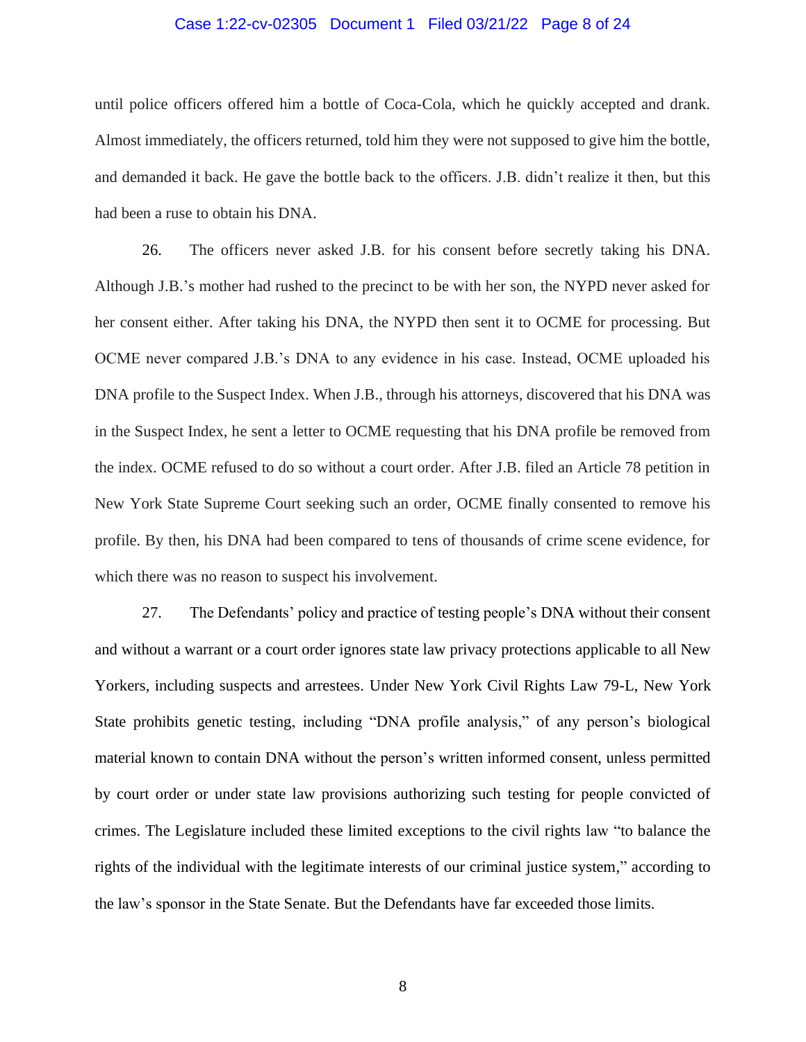until police officers offered him a bottle of Coca-Cola, which he quickly accepted and drank. Almost immediately, the officers returned, told him they were not supposed to give him the bottle, and demanded it back. He gave the bottle back to the officers. J.B. didn't realize it then, but this had been a ruse to obtain his DNA.

26. The officers never asked J.B. for his consent before secretly taking his DNA. Although J.B.'s mother had rushed to the precinct to be with her son, the NYPD never asked for her consent either. After taking his DNA, the NYPD then sent it to OCME for processing. But OCME never compared J.B.'s DNA to any evidence in his case. Instead, OCME uploaded his DNA profile to the Suspect Index. When J.B., through his attorneys, discovered that his DNA was in the Suspect Index, he sent a letter to OCME requesting that his DNA profile be removed from the index. OCME refused to do so without a court order. After J.B. filed an Article 78 petition in New York State Supreme Court seeking such an order, OCME finally consented to remove his profile. By then, his DNA had been compared to tens of thousands of crime scene evidence, for which there was no reason to suspect his involvement.

27. The Defendants' policy and practice of testing people's DNA without their consent and without a warrant or a court order ignores state law privacy protections applicable to all New Yorkers, including suspects and arrestees. Under New York Civil Rights Law 79-L, New York State prohibits genetic testing, including "DNA profile analysis," of any person's biological material known to contain DNA without the person's written informed consent, unless permitted by court order or under state law provisions authorizing such testing for people convicted of crimes. The Legislature included these limited exceptions to the civil rights law "to balance the rights of the individual with the legitimate interests of our criminal justice system," according to the law's sponsor in the State Senate. But the Defendants have far exceeded those limits.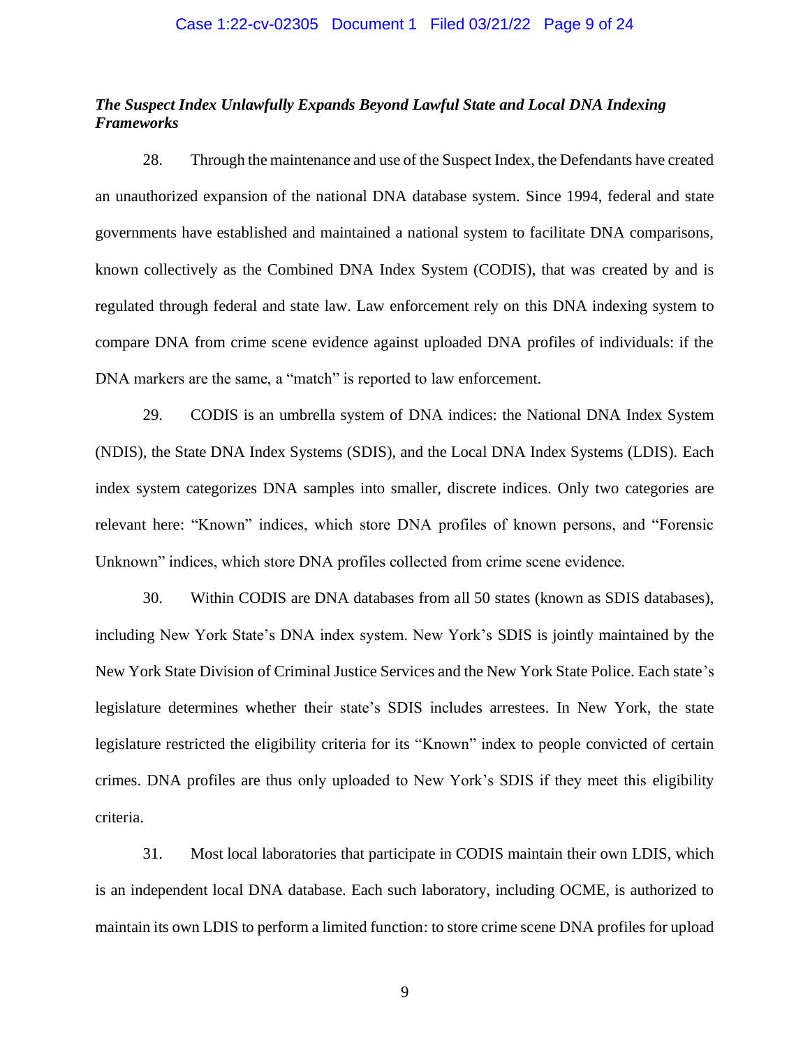***The Suspect Index Unlawfully Expands Beyond Lawful State and Local DNA Indexing Frameworks***

28. Through the maintenance and use of the Suspect Index, the Defendants have created an unauthorized expansion of the national DNA database system. Since 1994, federal and state governments have established and maintained a national system to facilitate DNA comparisons, known collectively as the Combined DNA Index System (CODIS), that was created by and is regulated through federal and state law. Law enforcement rely on this DNA indexing system to compare DNA from crime scene evidence against uploaded DNA profiles of individuals: if the DNA markers are the same, a "match" is reported to law enforcement.

29. CODIS is an umbrella system of DNA indices: the National DNA Index System (NDIS), the State DNA Index Systems (SDIS), and the Local DNA Index Systems (LDIS). Each index system categorizes DNA samples into smaller, discrete indices. Only two categories are relevant here: "Known" indices, which store DNA profiles of known persons, and "Forensic Unknown" indices, which store DNA profiles collected from crime scene evidence.

30. Within CODIS are DNA databases from all 50 states (known as SDIS databases), including New York State's DNA index system. New York's SDIS is jointly maintained by the New York State Division of Criminal Justice Services and the New York State Police. Each state's legislature determines whether their state's SDIS includes arrestees. In New York, the state legislature restricted the eligibility criteria for its "Known" index to people convicted of certain crimes. DNA profiles are thus only uploaded to New York's SDIS if they meet this eligibility criteria.

31. Most local laboratories that participate in CODIS maintain their own LDIS, which is an independent local DNA database. Each such laboratory, including OCME, is authorized to maintain its own LDIS to perform a limited function: to store crime scene DNA profiles for upload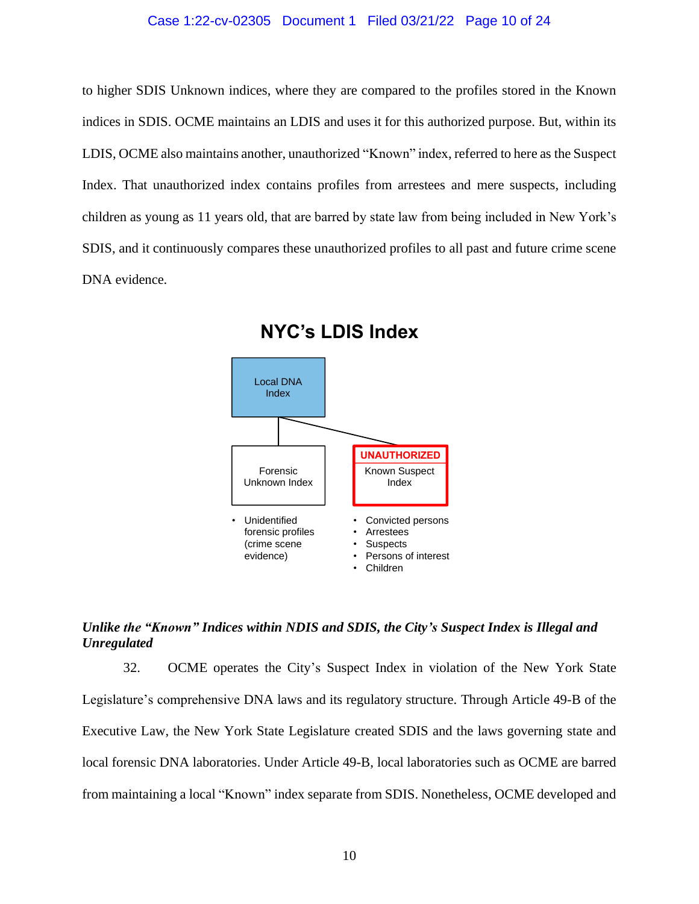to higher SDIS Unknown indices, where they are compared to the profiles stored in the Known indices in SDIS. OCME maintains an LDIS and uses it for this authorized purpose. But, within its LDIS, OCME also maintains another, unauthorized "Known" index, referred to here as the Suspect Index. That unauthorized index contains profiles from arrestees and mere suspects, including children as young as 11 years old, that are barred by state law from being included in New York's SDIS, and it continuously compares these unauthorized profiles to all past and future crime scene DNA evidence.

**NYC's LDIS Index**

Local DNA Index

Forensic Unknown Index

- Unidentified forensic profiles (crime scene evidence)

**UNAUTHORIZED**

Known Suspect Index

- Convicted persons
- Arrestees
- Suspects
- Persons of interest
- Children

***Unlike the "Known" Indices within NDIS and SDIS, the City's Suspect Index is Illegal and Unregulated***

32. OCME operates the City's Suspect Index in violation of the New York State Legislature's comprehensive DNA laws and its regulatory structure. Through Article 49-B of the Executive Law, the New York State Legislature created SDIS and the laws governing state and local forensic DNA laboratories. Under Article 49-B, local laboratories such as OCME are barred from maintaining a local "Known" index separate from SDIS. Nonetheless, OCME developed and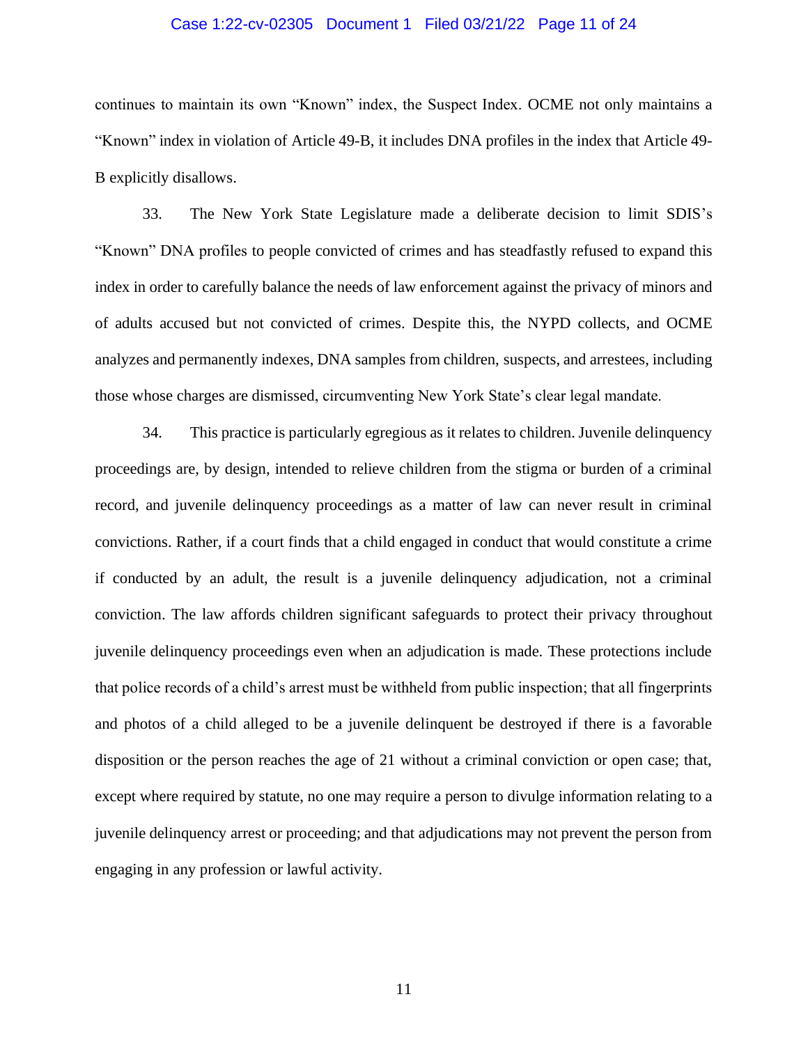continues to maintain its own "Known" index, the Suspect Index. OCME not only maintains a "Known" index in violation of Article 49-B, it includes DNA profiles in the index that Article 49-B explicitly disallows.

33. The New York State Legislature made a deliberate decision to limit SDIS's "Known" DNA profiles to people convicted of crimes and has steadfastly refused to expand this index in order to carefully balance the needs of law enforcement against the privacy of minors and of adults accused but not convicted of crimes. Despite this, the NYPD collects, and OCME analyzes and permanently indexes, DNA samples from children, suspects, and arrestees, including those whose charges are dismissed, circumventing New York State's clear legal mandate.

34. This practice is particularly egregious as it relates to children. Juvenile delinquency proceedings are, by design, intended to relieve children from the stigma or burden of a criminal record, and juvenile delinquency proceedings as a matter of law can never result in criminal convictions. Rather, if a court finds that a child engaged in conduct that would constitute a crime if conducted by an adult, the result is a juvenile delinquency adjudication, not a criminal conviction. The law affords children significant safeguards to protect their privacy throughout juvenile delinquency proceedings even when an adjudication is made. These protections include that police records of a child's arrest must be withheld from public inspection; that all fingerprints and photos of a child alleged to be a juvenile delinquent be destroyed if there is a favorable disposition or the person reaches the age of 21 without a criminal conviction or open case; that, except where required by statute, no one may require a person to divulge information relating to a juvenile delinquency arrest or proceeding; and that adjudications may not prevent the person from engaging in any profession or lawful activity.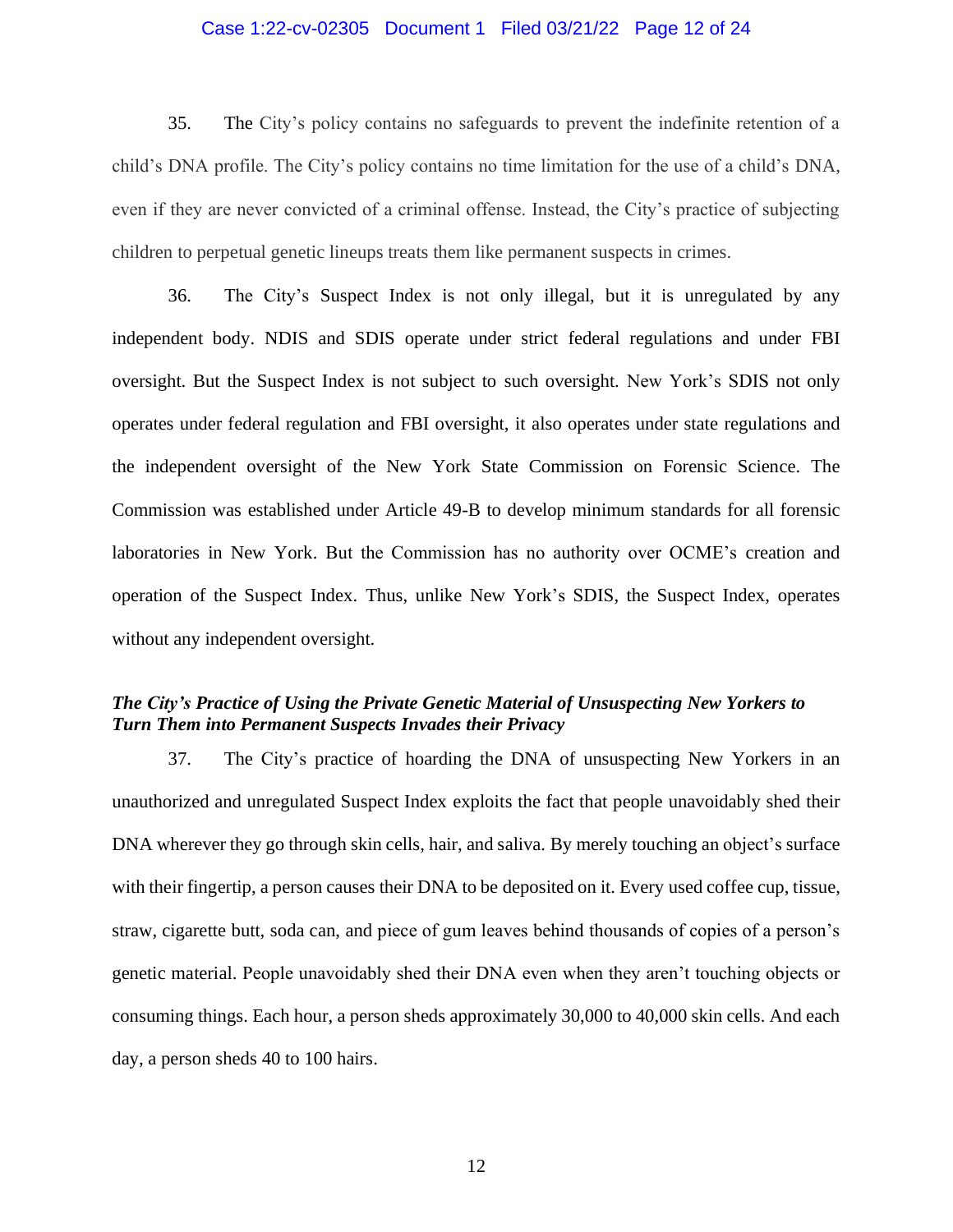35. The City's policy contains no safeguards to prevent the indefinite retention of a child's DNA profile. The City's policy contains no time limitation for the use of a child's DNA, even if they are never convicted of a criminal offense. Instead, the City's practice of subjecting children to perpetual genetic lineups treats them like permanent suspects in crimes.

36. The City's Suspect Index is not only illegal, but it is unregulated by any independent body. NDIS and SDIS operate under strict federal regulations and under FBI oversight. But the Suspect Index is not subject to such oversight. New York's SDIS not only operates under federal regulation and FBI oversight, it also operates under state regulations and the independent oversight of the New York State Commission on Forensic Science. The Commission was established under Article 49-B to develop minimum standards for all forensic laboratories in New York. But the Commission has no authority over OCME's creation and operation of the Suspect Index. Thus, unlike New York's SDIS, the Suspect Index, operates without any independent oversight.

***The City's Practice of Using the Private Genetic Material of Unsuspecting New Yorkers to Turn Them into Permanent Suspects Invades their Privacy***

37. The City's practice of hoarding the DNA of unsuspecting New Yorkers in an unauthorized and unregulated Suspect Index exploits the fact that people unavoidably shed their DNA wherever they go through skin cells, hair, and saliva. By merely touching an object's surface with their fingertip, a person causes their DNA to be deposited on it. Every used coffee cup, tissue, straw, cigarette butt, soda can, and piece of gum leaves behind thousands of copies of a person's genetic material. People unavoidably shed their DNA even when they aren't touching objects or consuming things. Each hour, a person sheds approximately 30,000 to 40,000 skin cells. And each day, a person sheds 40 to 100 hairs.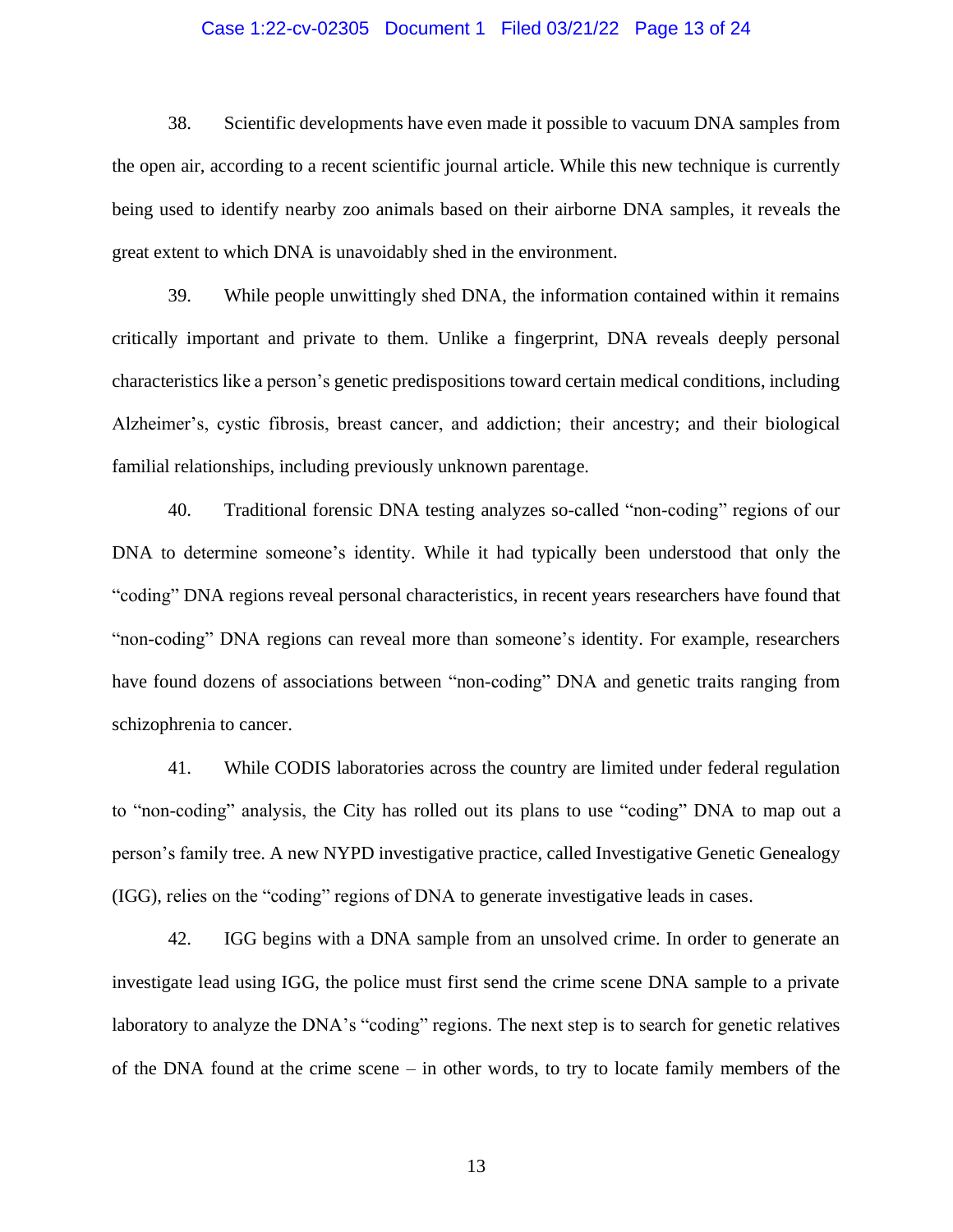38. Scientific developments have even made it possible to vacuum DNA samples from the open air, according to a recent scientific journal article. While this new technique is currently being used to identify nearby zoo animals based on their airborne DNA samples, it reveals the great extent to which DNA is unavoidably shed in the environment.

39. While people unwittingly shed DNA, the information contained within it remains critically important and private to them. Unlike a fingerprint, DNA reveals deeply personal characteristics like a person's genetic predispositions toward certain medical conditions, including Alzheimer's, cystic fibrosis, breast cancer, and addiction; their ancestry; and their biological familial relationships, including previously unknown parentage.

40. Traditional forensic DNA testing analyzes so-called "non-coding" regions of our DNA to determine someone's identity. While it had typically been understood that only the "coding" DNA regions reveal personal characteristics, in recent years researchers have found that "non-coding" DNA regions can reveal more than someone's identity. For example, researchers have found dozens of associations between "non-coding" DNA and genetic traits ranging from schizophrenia to cancer.

41. While CODIS laboratories across the country are limited under federal regulation to "non-coding" analysis, the City has rolled out its plans to use "coding" DNA to map out a person's family tree. A new NYPD investigative practice, called Investigative Genetic Genealogy (IGG), relies on the "coding" regions of DNA to generate investigative leads in cases.

42. IGG begins with a DNA sample from an unsolved crime. In order to generate an investigate lead using IGG, the police must first send the crime scene DNA sample to a private laboratory to analyze the DNA's "coding" regions. The next step is to search for genetic relatives of the DNA found at the crime scene – in other words, to try to locate family members of the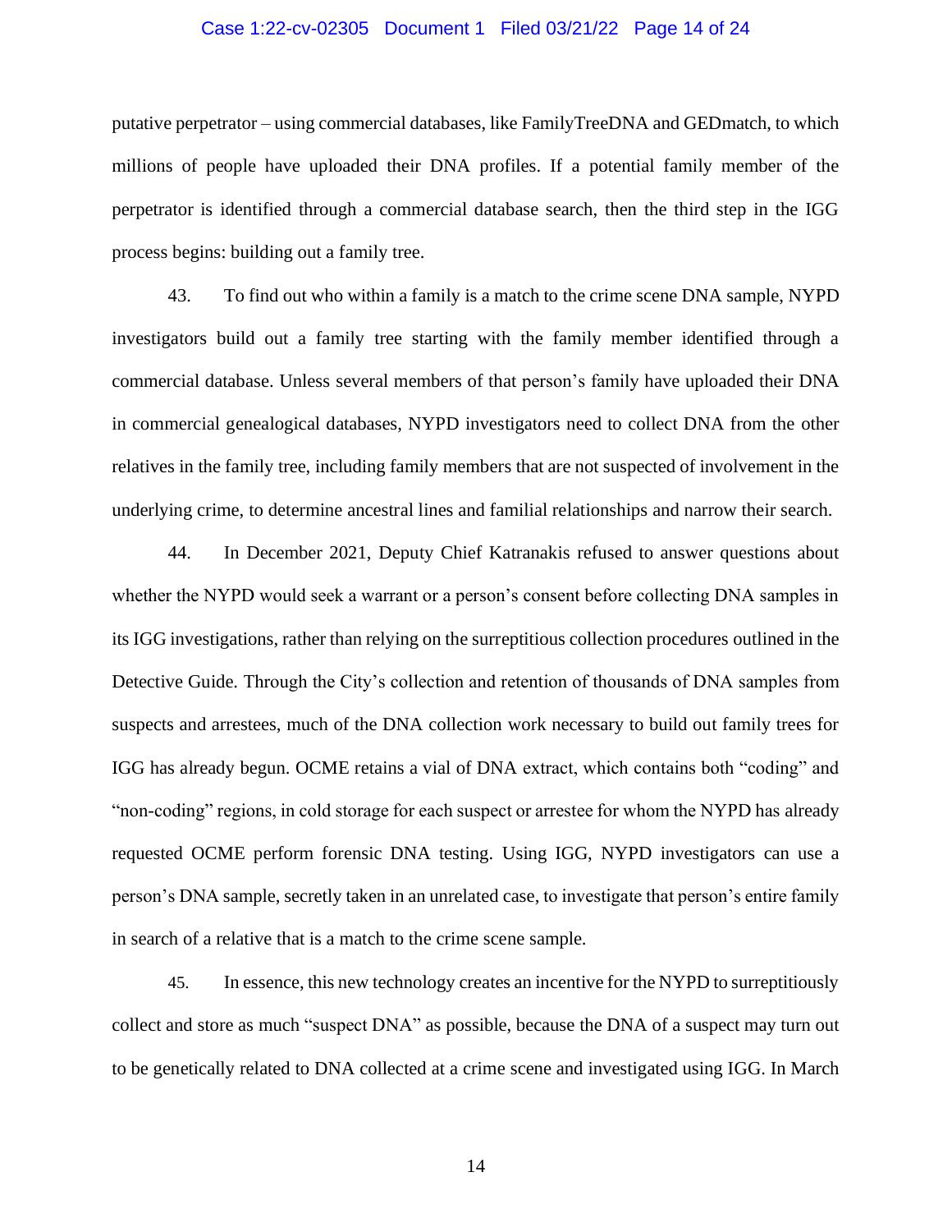putative perpetrator – using commercial databases, like FamilyTreeDNA and GEDmatch, to which millions of people have uploaded their DNA profiles. If a potential family member of the perpetrator is identified through a commercial database search, then the third step in the IGG process begins: building out a family tree.

43. To find out who within a family is a match to the crime scene DNA sample, NYPD investigators build out a family tree starting with the family member identified through a commercial database. Unless several members of that person's family have uploaded their DNA in commercial genealogical databases, NYPD investigators need to collect DNA from the other relatives in the family tree, including family members that are not suspected of involvement in the underlying crime, to determine ancestral lines and familial relationships and narrow their search.

44. In December 2021, Deputy Chief Katranakis refused to answer questions about whether the NYPD would seek a warrant or a person's consent before collecting DNA samples in its IGG investigations, rather than relying on the surreptitious collection procedures outlined in the Detective Guide. Through the City's collection and retention of thousands of DNA samples from suspects and arrestees, much of the DNA collection work necessary to build out family trees for IGG has already begun. OCME retains a vial of DNA extract, which contains both "coding" and "non-coding" regions, in cold storage for each suspect or arrestee for whom the NYPD has already requested OCME perform forensic DNA testing. Using IGG, NYPD investigators can use a person's DNA sample, secretly taken in an unrelated case, to investigate that person's entire family in search of a relative that is a match to the crime scene sample.

45. In essence, this new technology creates an incentive for the NYPD to surreptitiously collect and store as much "suspect DNA" as possible, because the DNA of a suspect may turn out to be genetically related to DNA collected at a crime scene and investigated using IGG. In March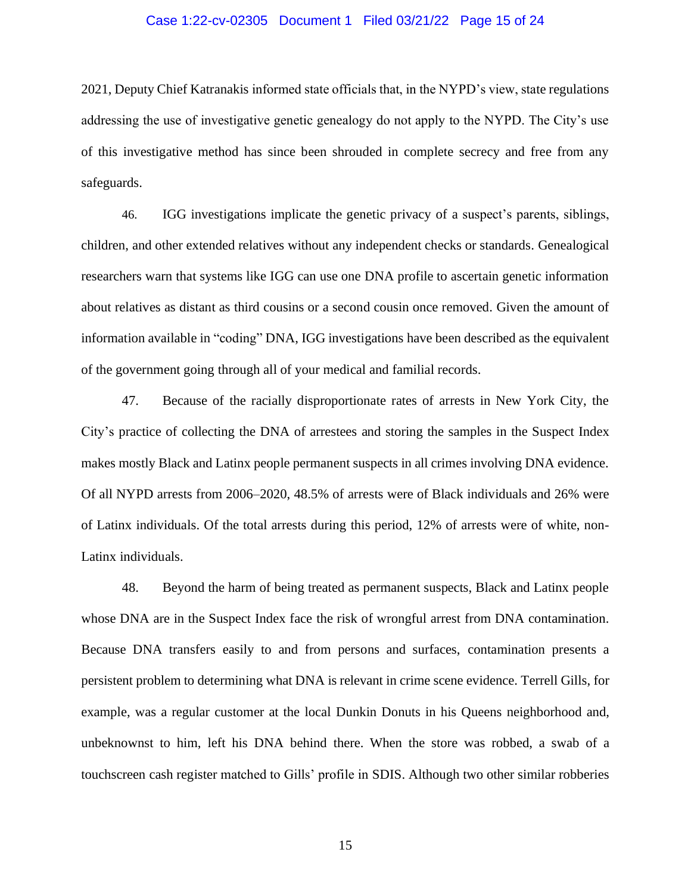2021, Deputy Chief Katranakis informed state officials that, in the NYPD's view, state regulations addressing the use of investigative genetic genealogy do not apply to the NYPD. The City's use of this investigative method has since been shrouded in complete secrecy and free from any safeguards.

46. IGG investigations implicate the genetic privacy of a suspect's parents, siblings, children, and other extended relatives without any independent checks or standards. Genealogical researchers warn that systems like IGG can use one DNA profile to ascertain genetic information about relatives as distant as third cousins or a second cousin once removed. Given the amount of information available in "coding" DNA, IGG investigations have been described as the equivalent of the government going through all of your medical and familial records.

47. Because of the racially disproportionate rates of arrests in New York City, the City's practice of collecting the DNA of arrestees and storing the samples in the Suspect Index makes mostly Black and Latinx people permanent suspects in all crimes involving DNA evidence. Of all NYPD arrests from 2006–2020, 48.5% of arrests were of Black individuals and 26% were of Latinx individuals. Of the total arrests during this period, 12% of arrests were of white, non-Latinx individuals.

48. Beyond the harm of being treated as permanent suspects, Black and Latinx people whose DNA are in the Suspect Index face the risk of wrongful arrest from DNA contamination. Because DNA transfers easily to and from persons and surfaces, contamination presents a persistent problem to determining what DNA is relevant in crime scene evidence. Terrell Gills, for example, was a regular customer at the local Dunkin Donuts in his Queens neighborhood and, unbeknownst to him, left his DNA behind there. When the store was robbed, a swab of a touchscreen cash register matched to Gills' profile in SDIS. Although two other similar robberies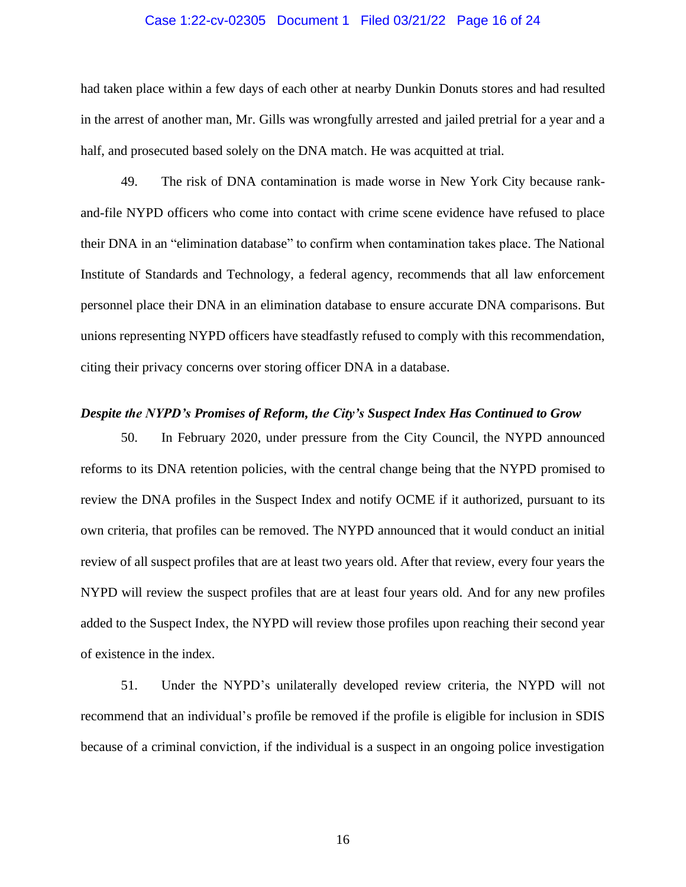had taken place within a few days of each other at nearby Dunkin Donuts stores and had resulted in the arrest of another man, Mr. Gills was wrongfully arrested and jailed pretrial for a year and a half, and prosecuted based solely on the DNA match. He was acquitted at trial.

49. The risk of DNA contamination is made worse in New York City because rank-and-file NYPD officers who come into contact with crime scene evidence have refused to place their DNA in an "elimination database" to confirm when contamination takes place. The National Institute of Standards and Technology, a federal agency, recommends that all law enforcement personnel place their DNA in an elimination database to ensure accurate DNA comparisons. But unions representing NYPD officers have steadfastly refused to comply with this recommendation, citing their privacy concerns over storing officer DNA in a database.

***Despite the NYPD's Promises of Reform, the City's Suspect Index Has Continued to Grow***

50. In February 2020, under pressure from the City Council, the NYPD announced reforms to its DNA retention policies, with the central change being that the NYPD promised to review the DNA profiles in the Suspect Index and notify OCME if it authorized, pursuant to its own criteria, that profiles can be removed. The NYPD announced that it would conduct an initial review of all suspect profiles that are at least two years old. After that review, every four years the NYPD will review the suspect profiles that are at least four years old. And for any new profiles added to the Suspect Index, the NYPD will review those profiles upon reaching their second year of existence in the index.

51. Under the NYPD's unilaterally developed review criteria, the NYPD will not recommend that an individual's profile be removed if the profile is eligible for inclusion in SDIS because of a criminal conviction, if the individual is a suspect in an ongoing police investigation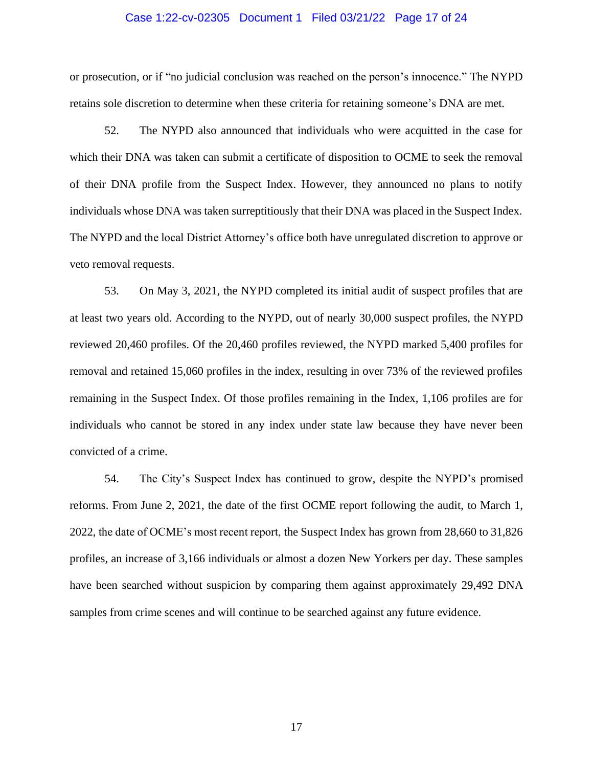or prosecution, or if "no judicial conclusion was reached on the person's innocence." The NYPD retains sole discretion to determine when these criteria for retaining someone's DNA are met.

52. The NYPD also announced that individuals who were acquitted in the case for which their DNA was taken can submit a certificate of disposition to OCME to seek the removal of their DNA profile from the Suspect Index. However, they announced no plans to notify individuals whose DNA was taken surreptitiously that their DNA was placed in the Suspect Index. The NYPD and the local District Attorney's office both have unregulated discretion to approve or veto removal requests.

53. On May 3, 2021, the NYPD completed its initial audit of suspect profiles that are at least two years old. According to the NYPD, out of nearly 30,000 suspect profiles, the NYPD reviewed 20,460 profiles. Of the 20,460 profiles reviewed, the NYPD marked 5,400 profiles for removal and retained 15,060 profiles in the index, resulting in over 73% of the reviewed profiles remaining in the Suspect Index. Of those profiles remaining in the Index, 1,106 profiles are for individuals who cannot be stored in any index under state law because they have never been convicted of a crime.

54. The City's Suspect Index has continued to grow, despite the NYPD's promised reforms. From June 2, 2021, the date of the first OCME report following the audit, to March 1, 2022, the date of OCME's most recent report, the Suspect Index has grown from 28,660 to 31,826 profiles, an increase of 3,166 individuals or almost a dozen New Yorkers per day. These samples have been searched without suspicion by comparing them against approximately 29,492 DNA samples from crime scenes and will continue to be searched against any future evidence.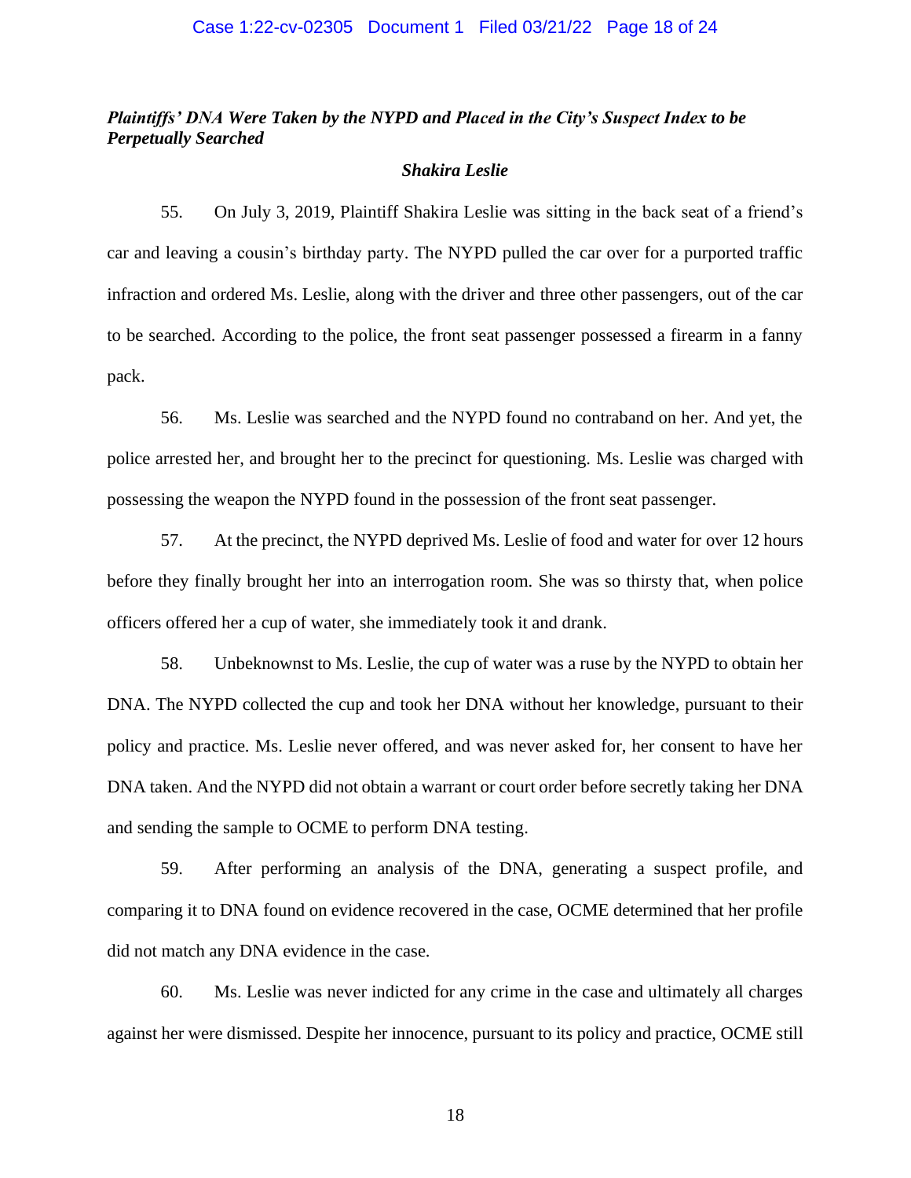***Plaintiffs' DNA Were Taken by the NYPD and Placed in the City's Suspect Index to be Perpetually Searched***

***Shakira Leslie***

55. On July 3, 2019, Plaintiff Shakira Leslie was sitting in the back seat of a friend's car and leaving a cousin's birthday party. The NYPD pulled the car over for a purported traffic infraction and ordered Ms. Leslie, along with the driver and three other passengers, out of the car to be searched. According to the police, the front seat passenger possessed a firearm in a fanny pack.

56. Ms. Leslie was searched and the NYPD found no contraband on her. And yet, the police arrested her, and brought her to the precinct for questioning. Ms. Leslie was charged with possessing the weapon the NYPD found in the possession of the front seat passenger.

57. At the precinct, the NYPD deprived Ms. Leslie of food and water for over 12 hours before they finally brought her into an interrogation room. She was so thirsty that, when police officers offered her a cup of water, she immediately took it and drank.

58. Unbeknownst to Ms. Leslie, the cup of water was a ruse by the NYPD to obtain her DNA. The NYPD collected the cup and took her DNA without her knowledge, pursuant to their policy and practice. Ms. Leslie never offered, and was never asked for, her consent to have her DNA taken. And the NYPD did not obtain a warrant or court order before secretly taking her DNA and sending the sample to OCME to perform DNA testing.

59. After performing an analysis of the DNA, generating a suspect profile, and comparing it to DNA found on evidence recovered in the case, OCME determined that her profile did not match any DNA evidence in the case.

60. Ms. Leslie was never indicted for any crime in the case and ultimately all charges against her were dismissed. Despite her innocence, pursuant to its policy and practice, OCME still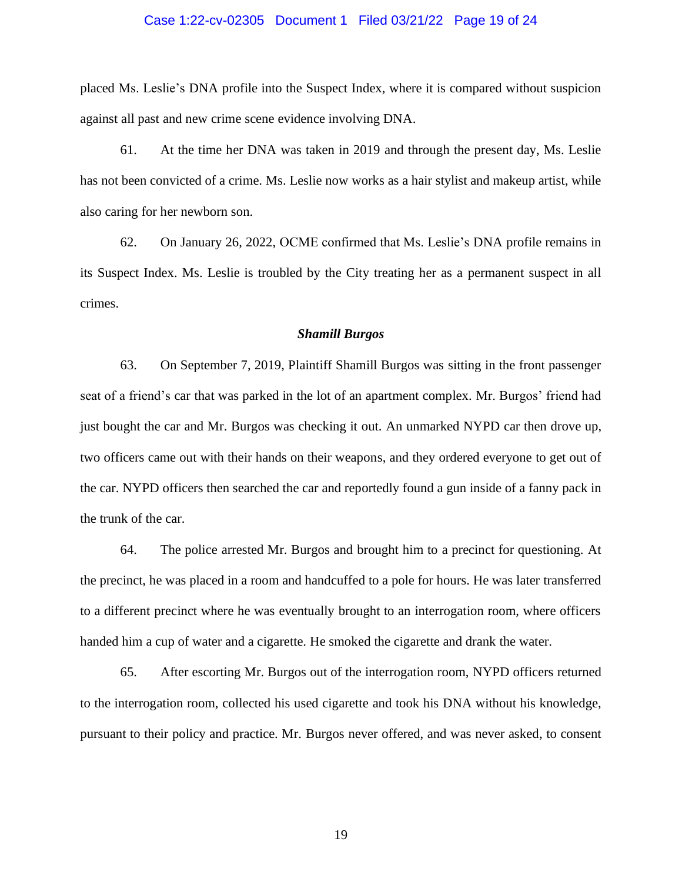placed Ms. Leslie's DNA profile into the Suspect Index, where it is compared without suspicion against all past and new crime scene evidence involving DNA.

61. At the time her DNA was taken in 2019 and through the present day, Ms. Leslie has not been convicted of a crime. Ms. Leslie now works as a hair stylist and makeup artist, while also caring for her newborn son.

62. On January 26, 2022, OCME confirmed that Ms. Leslie's DNA profile remains in its Suspect Index. Ms. Leslie is troubled by the City treating her as a permanent suspect in all crimes.

***Shamill Burgos***

63. On September 7, 2019, Plaintiff Shamill Burgos was sitting in the front passenger seat of a friend's car that was parked in the lot of an apartment complex. Mr. Burgos' friend had just bought the car and Mr. Burgos was checking it out. An unmarked NYPD car then drove up, two officers came out with their hands on their weapons, and they ordered everyone to get out of the car. NYPD officers then searched the car and reportedly found a gun inside of a fanny pack in the trunk of the car.

64. The police arrested Mr. Burgos and brought him to a precinct for questioning. At the precinct, he was placed in a room and handcuffed to a pole for hours. He was later transferred to a different precinct where he was eventually brought to an interrogation room, where officers handed him a cup of water and a cigarette. He smoked the cigarette and drank the water.

65. After escorting Mr. Burgos out of the interrogation room, NYPD officers returned to the interrogation room, collected his used cigarette and took his DNA without his knowledge, pursuant to their policy and practice. Mr. Burgos never offered, and was never asked, to consent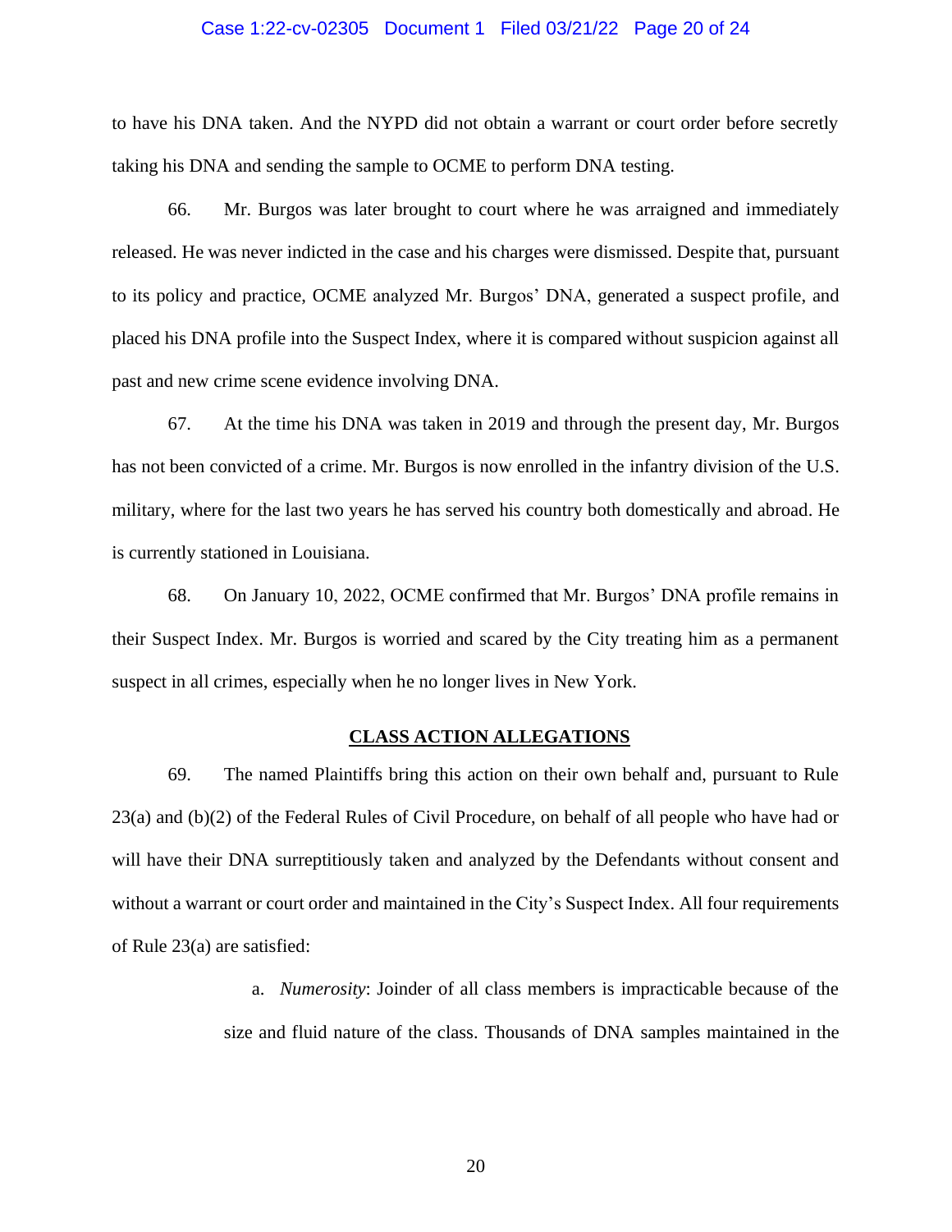to have his DNA taken. And the NYPD did not obtain a warrant or court order before secretly taking his DNA and sending the sample to OCME to perform DNA testing.

66. Mr. Burgos was later brought to court where he was arraigned and immediately released. He was never indicted in the case and his charges were dismissed. Despite that, pursuant to its policy and practice, OCME analyzed Mr. Burgos' DNA, generated a suspect profile, and placed his DNA profile into the Suspect Index, where it is compared without suspicion against all past and new crime scene evidence involving DNA.

67. At the time his DNA was taken in 2019 and through the present day, Mr. Burgos has not been convicted of a crime. Mr. Burgos is now enrolled in the infantry division of the U.S. military, where for the last two years he has served his country both domestically and abroad. He is currently stationed in Louisiana.

68. On January 10, 2022, OCME confirmed that Mr. Burgos' DNA profile remains in their Suspect Index. Mr. Burgos is worried and scared by the City treating him as a permanent suspect in all crimes, especially when he no longer lives in New York.

## CLASS ACTION ALLEGATIONS

69. The named Plaintiffs bring this action on their own behalf and, pursuant to Rule 23(a) and (b)(2) of the Federal Rules of Civil Procedure, on behalf of all people who have had or will have their DNA surreptitiously taken and analyzed by the Defendants without consent and without a warrant or court order and maintained in the City's Suspect Index. All four requirements of Rule 23(a) are satisfied:

a. *Numerosity*: Joinder of all class members is impracticable because of the size and fluid nature of the class. Thousands of DNA samples maintained in the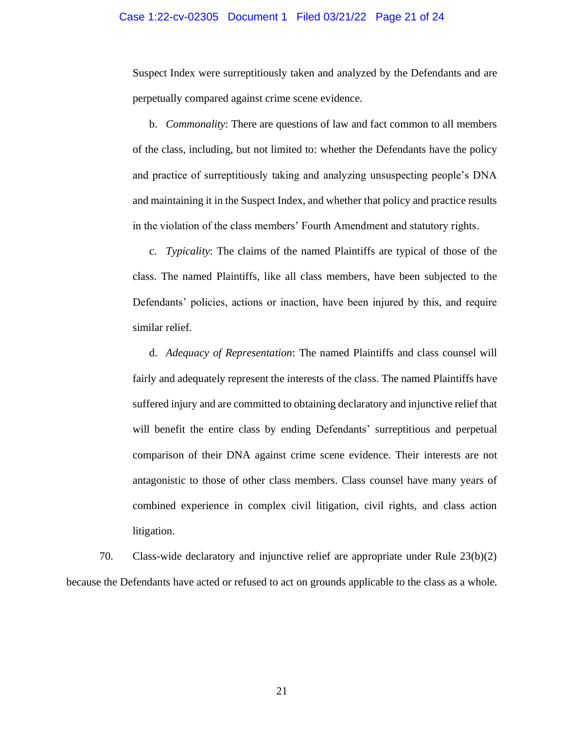Suspect Index were surreptitiously taken and analyzed by the Defendants and are perpetually compared against crime scene evidence.

b. *Commonality*: There are questions of law and fact common to all members of the class, including, but not limited to: whether the Defendants have the policy and practice of surreptitiously taking and analyzing unsuspecting people's DNA and maintaining it in the Suspect Index, and whether that policy and practice results in the violation of the class members' Fourth Amendment and statutory rights.

c. *Typicality*: The claims of the named Plaintiffs are typical of those of the class. The named Plaintiffs, like all class members, have been subjected to the Defendants' policies, actions or inaction, have been injured by this, and require similar relief.

d. *Adequacy of Representation*: The named Plaintiffs and class counsel will fairly and adequately represent the interests of the class. The named Plaintiffs have suffered injury and are committed to obtaining declaratory and injunctive relief that will benefit the entire class by ending Defendants' surreptitious and perpetual comparison of their DNA against crime scene evidence. Their interests are not antagonistic to those of other class members. Class counsel have many years of combined experience in complex civil litigation, civil rights, and class action litigation.

70. Class-wide declaratory and injunctive relief are appropriate under Rule 23(b)(2) because the Defendants have acted or refused to act on grounds applicable to the class as a whole.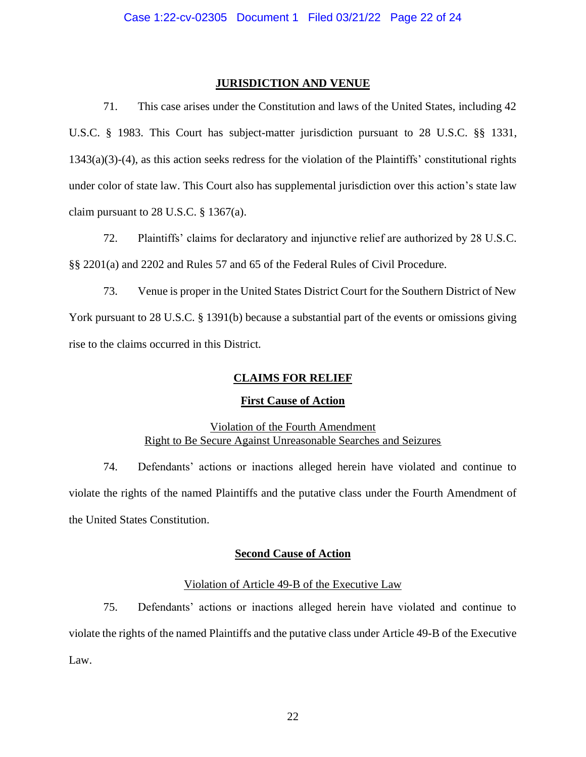## JURISDICTION AND VENUE

71. This case arises under the Constitution and laws of the United States, including 42 U.S.C. § 1983. This Court has subject-matter jurisdiction pursuant to 28 U.S.C. §§ 1331, 1343(a)(3)-(4), as this action seeks redress for the violation of the Plaintiffs' constitutional rights under color of state law. This Court also has supplemental jurisdiction over this action's state law claim pursuant to 28 U.S.C. § 1367(a).

72. Plaintiffs' claims for declaratory and injunctive relief are authorized by 28 U.S.C. §§ 2201(a) and 2202 and Rules 57 and 65 of the Federal Rules of Civil Procedure.

73. Venue is proper in the United States District Court for the Southern District of New York pursuant to 28 U.S.C. § 1391(b) because a substantial part of the events or omissions giving rise to the claims occurred in this District.

## CLAIMS FOR RELIEF

### First Cause of Action

Violation of the Fourth Amendment
Right to Be Secure Against Unreasonable Searches and Seizures

74. Defendants' actions or inactions alleged herein have violated and continue to violate the rights of the named Plaintiffs and the putative class under the Fourth Amendment of the United States Constitution.

### Second Cause of Action

Violation of Article 49-B of the Executive Law

75. Defendants' actions or inactions alleged herein have violated and continue to violate the rights of the named Plaintiffs and the putative class under Article 49-B of the Executive Law.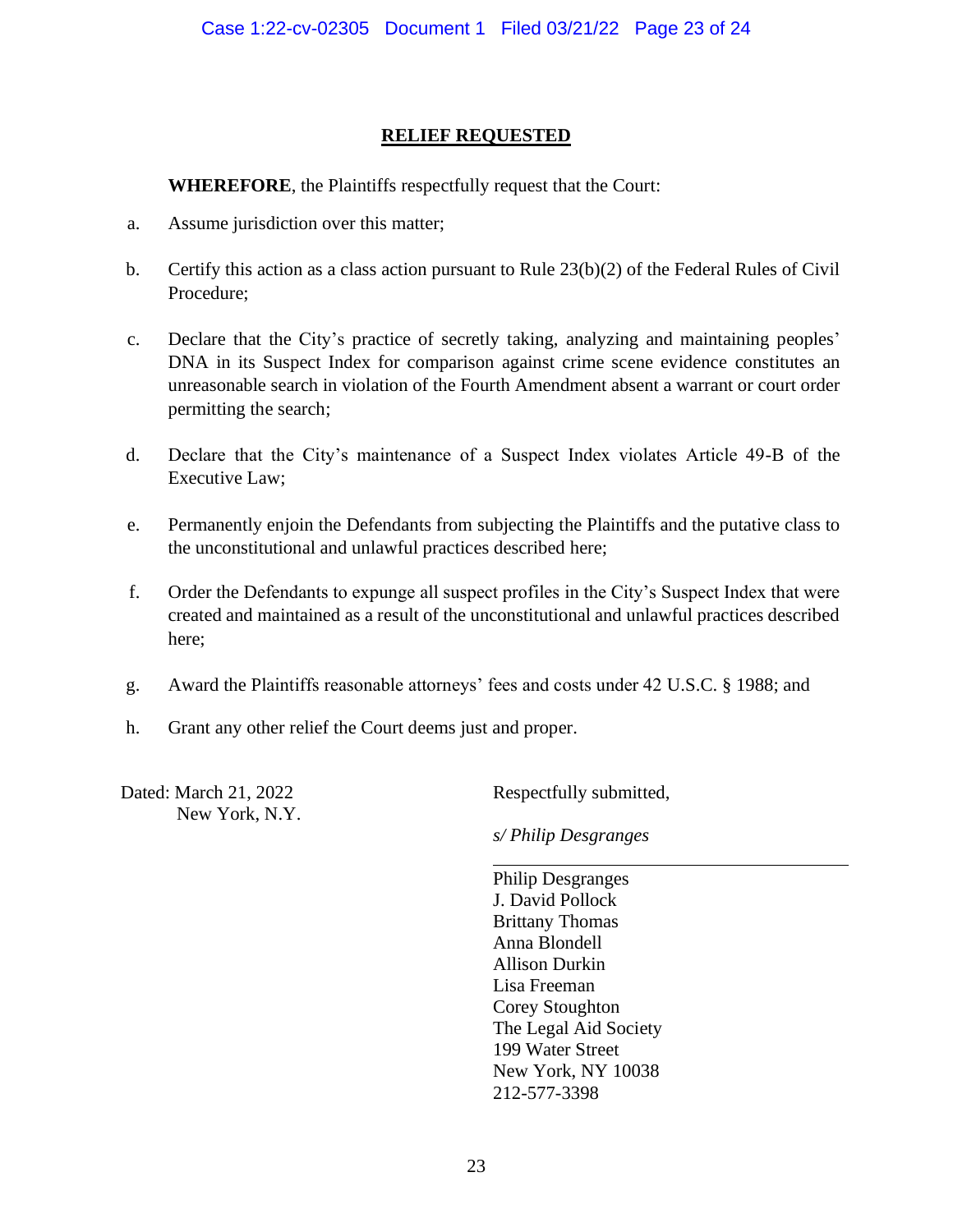## RELIEF REQUESTED

**WHEREFORE**, the Plaintiffs respectfully request that the Court:

a. Assume jurisdiction over this matter;

b. Certify this action as a class action pursuant to Rule 23(b)(2) of the Federal Rules of Civil Procedure;

c. Declare that the City's practice of secretly taking, analyzing and maintaining peoples' DNA in its Suspect Index for comparison against crime scene evidence constitutes an unreasonable search in violation of the Fourth Amendment absent a warrant or court order permitting the search;

d. Declare that the City's maintenance of a Suspect Index violates Article 49-B of the Executive Law;

e. Permanently enjoin the Defendants from subjecting the Plaintiffs and the putative class to the unconstitutional and unlawful practices described here;

f. Order the Defendants to expunge all suspect profiles in the City's Suspect Index that were created and maintained as a result of the unconstitutional and unlawful practices described here;

g. Award the Plaintiffs reasonable attorneys' fees and costs under 42 U.S.C. § 1988; and

h. Grant any other relief the Court deems just and proper.

Dated: March 21, 2022
New York, N.Y.

Respectfully submitted,

*s/ Philip Desgranges*

Philip Desgranges
J. David Pollock
Brittany Thomas
Anna Blondell
Allison Durkin
Lisa Freeman
Corey Stoughton
The Legal Aid Society
199 Water Street
New York, NY 10038
212-577-3398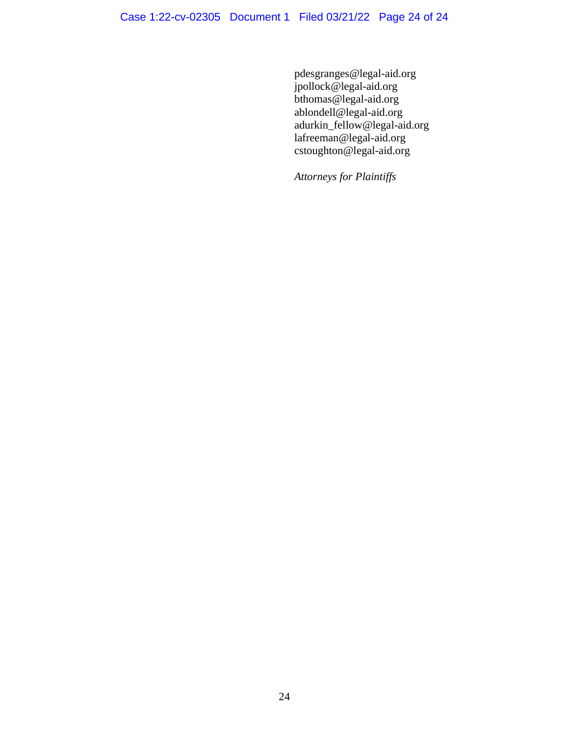pdesgranges@legal-aid.org
jpollock@legal-aid.org
bthomas@legal-aid.org
ablondell@legal-aid.org
adurkin_fellow@legal-aid.org
lafreeman@legal-aid.org
cstoughton@legal-aid.org

*Attorneys for Plaintiffs*